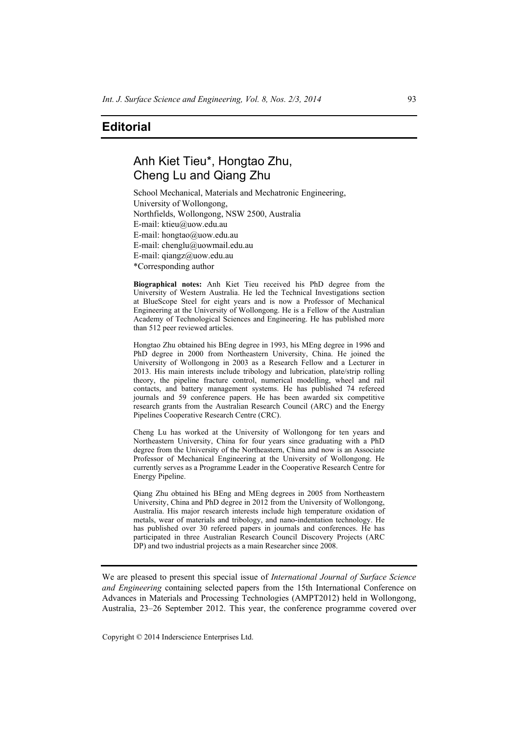# Editorial

## Anh Kiet Tieu*, Hongtao Zhu, Cheng Lu and Qiang Zhu

School Mechanical, Materials and Mechatronic Engineering,
University of Wollongong,
Northfields, Wollongong, NSW 2500, Australia
E-mail: ktieu@uow.edu.au
E-mail: hongtao@uow.edu.au
E-mail: chenglu@uowmail.edu.au
E-mail: qiangz@uow.edu.au
*Corresponding author

**Biographical notes:** Anh Kiet Tieu received his PhD degree from the University of Western Australia. He led the Technical Investigations section at BlueScope Steel for eight years and is now a Professor of Mechanical Engineering at the University of Wollongong. He is a Fellow of the Australian Academy of Technological Sciences and Engineering. He has published more than 512 peer reviewed articles.

Hongtao Zhu obtained his BEng degree in 1993, his MEng degree in 1996 and PhD degree in 2000 from Northeastern University, China. He joined the University of Wollongong in 2003 as a Research Fellow and a Lecturer in 2013. His main interests include tribology and lubrication, plate/strip rolling theory, the pipeline fracture control, numerical modelling, wheel and rail contacts, and battery management systems. He has published 74 refereed journals and 59 conference papers. He has been awarded six competitive research grants from the Australian Research Council (ARC) and the Energy Pipelines Cooperative Research Centre (CRC).

Cheng Lu has worked at the University of Wollongong for ten years and Northeastern University, China for four years since graduating with a PhD degree from the University of the Northeastern, China and now is an Associate Professor of Mechanical Engineering at the University of Wollongong. He currently serves as a Programme Leader in the Cooperative Research Centre for Energy Pipeline.

Qiang Zhu obtained his BEng and MEng degrees in 2005 from Northeastern University, China and PhD degree in 2012 from the University of Wollongong, Australia. His major research interests include high temperature oxidation of metals, wear of materials and tribology, and nano-indentation technology. He has published over 30 refereed papers in journals and conferences. He has participated in three Australian Research Council Discovery Projects (ARC DP) and two industrial projects as a main Researcher since 2008.

---

We are pleased to present this special issue of *International Journal of Surface Science and Engineering* containing selected papers from the 15th International Conference on Advances in Materials and Processing Technologies (AMPT2012) held in Wollongong, Australia, 23–26 September 2012. This year, the conference programme covered over

Copyright © 2014 Inderscience Enterprises Ltd.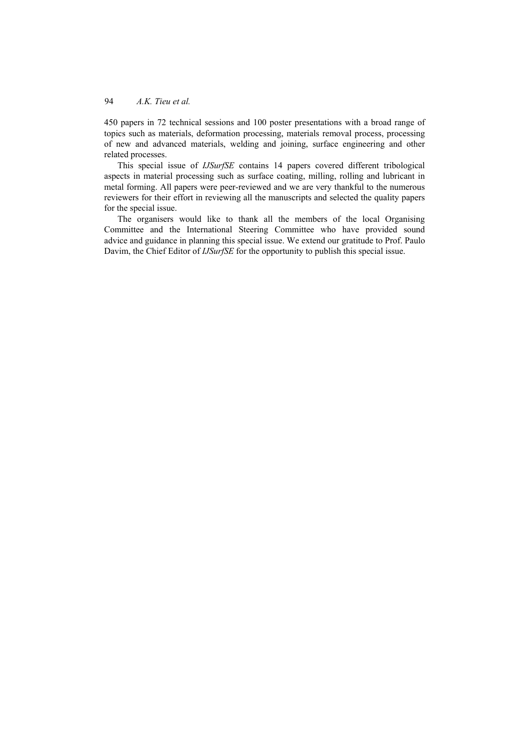450 papers in 72 technical sessions and 100 poster presentations with a broad range of topics such as materials, deformation processing, materials removal process, processing of new and advanced materials, welding and joining, surface engineering and other related processes.

This special issue of *IJSurfSE* contains 14 papers covered different tribological aspects in material processing such as surface coating, milling, rolling and lubricant in metal forming. All papers were peer-reviewed and we are very thankful to the numerous reviewers for their effort in reviewing all the manuscripts and selected the quality papers for the special issue.

The organisers would like to thank all the members of the local Organising Committee and the International Steering Committee who have provided sound advice and guidance in planning this special issue. We extend our gratitude to Prof. Paulo Davim, the Chief Editor of *IJSurfSE* for the opportunity to publish this special issue.